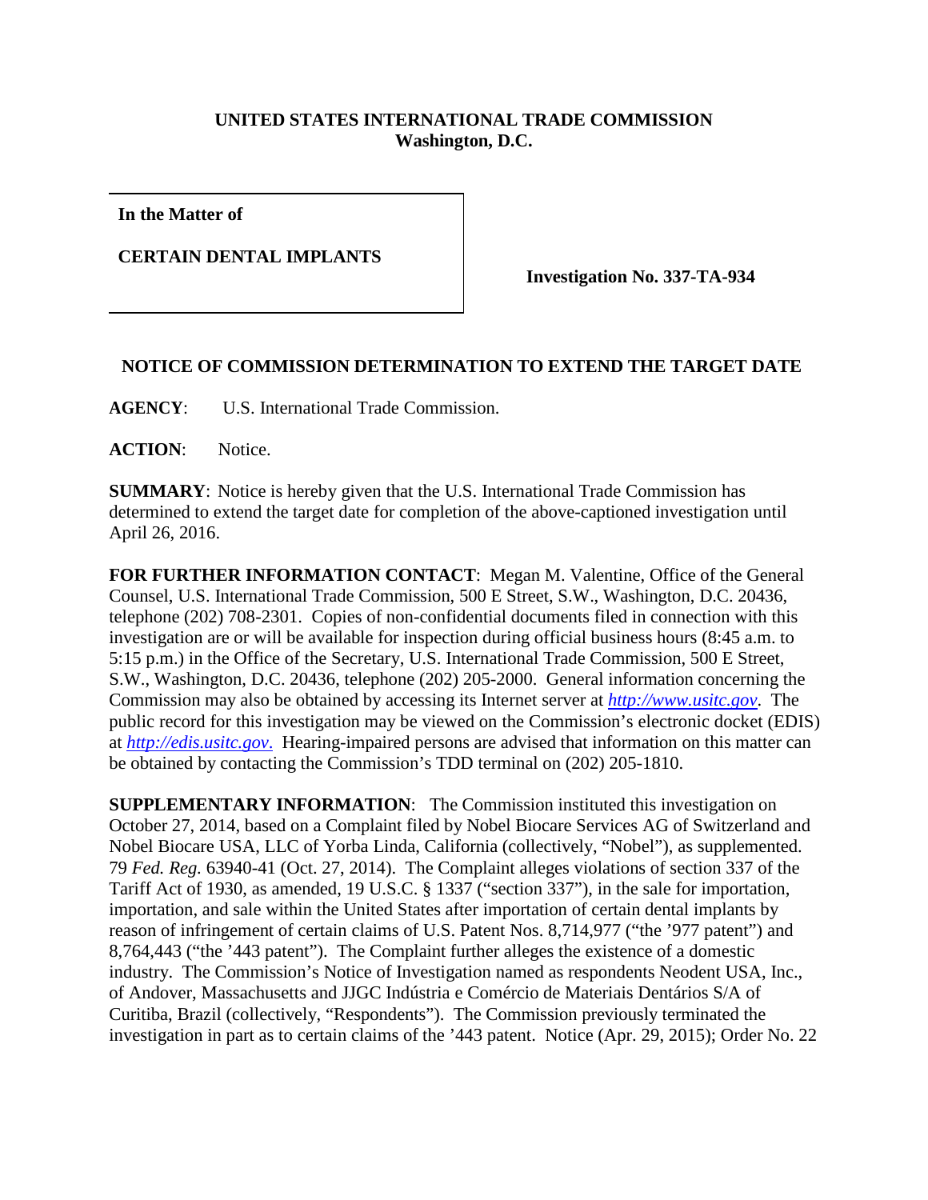**UNITED STATES INTERNATIONAL TRADE COMMISSION**
**Washington, D.C.**

| **In the Matter of** **CERTAIN DENTAL IMPLANTS** | **Investigation No. 337-TA-934** |
|---|---|

**NOTICE OF COMMISSION DETERMINATION TO EXTEND THE TARGET DATE**

**AGENCY**: U.S. International Trade Commission.

**ACTION**: Notice.

**SUMMARY**: Notice is hereby given that the U.S. International Trade Commission has determined to extend the target date for completion of the above-captioned investigation until April 26, 2016.

**FOR FURTHER INFORMATION CONTACT**: Megan M. Valentine, Office of the General Counsel, U.S. International Trade Commission, 500 E Street, S.W., Washington, D.C. 20436, telephone (202) 708-2301. Copies of non-confidential documents filed in connection with this investigation are or will be available for inspection during official business hours (8:45 a.m. to 5:15 p.m.) in the Office of the Secretary, U.S. International Trade Commission, 500 E Street, S.W., Washington, D.C. 20436, telephone (202) 205-2000. General information concerning the Commission may also be obtained by accessing its Internet server at *http://www.usitc.gov*. The public record for this investigation may be viewed on the Commission's electronic docket (EDIS) at *http://edis.usitc.gov*. Hearing-impaired persons are advised that information on this matter can be obtained by contacting the Commission's TDD terminal on (202) 205-1810.

**SUPPLEMENTARY INFORMATION**: The Commission instituted this investigation on October 27, 2014, based on a Complaint filed by Nobel Biocare Services AG of Switzerland and Nobel Biocare USA, LLC of Yorba Linda, California (collectively, "Nobel"), as supplemented. 79 *Fed. Reg.* 63940-41 (Oct. 27, 2014). The Complaint alleges violations of section 337 of the Tariff Act of 1930, as amended, 19 U.S.C. § 1337 ("section 337"), in the sale for importation, importation, and sale within the United States after importation of certain dental implants by reason of infringement of certain claims of U.S. Patent Nos. 8,714,977 ("the '977 patent") and 8,764,443 ("the '443 patent"). The Complaint further alleges the existence of a domestic industry. The Commission's Notice of Investigation named as respondents Neodent USA, Inc., of Andover, Massachusetts and JJGC Indústria e Comércio de Materiais Dentários S/A of Curitiba, Brazil (collectively, "Respondents"). The Commission previously terminated the investigation in part as to certain claims of the '443 patent. Notice (Apr. 29, 2015); Order No. 22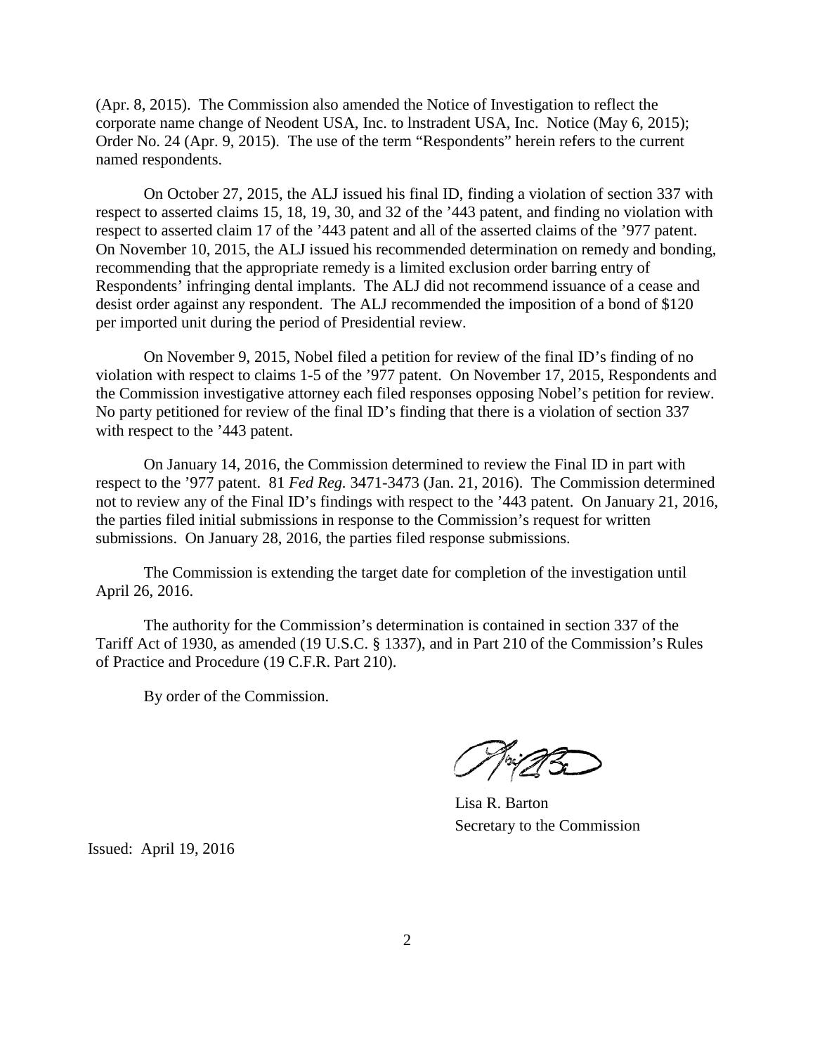(Apr. 8, 2015). The Commission also amended the Notice of Investigation to reflect the corporate name change of Neodent USA, Inc. to lnstradent USA, Inc. Notice (May 6, 2015); Order No. 24 (Apr. 9, 2015). The use of the term "Respondents" herein refers to the current named respondents.

On October 27, 2015, the ALJ issued his final ID, finding a violation of section 337 with respect to asserted claims 15, 18, 19, 30, and 32 of the '443 patent, and finding no violation with respect to asserted claim 17 of the '443 patent and all of the asserted claims of the '977 patent. On November 10, 2015, the ALJ issued his recommended determination on remedy and bonding, recommending that the appropriate remedy is a limited exclusion order barring entry of Respondents' infringing dental implants. The ALJ did not recommend issuance of a cease and desist order against any respondent. The ALJ recommended the imposition of a bond of $120 per imported unit during the period of Presidential review.

On November 9, 2015, Nobel filed a petition for review of the final ID's finding of no violation with respect to claims 1-5 of the '977 patent. On November 17, 2015, Respondents and the Commission investigative attorney each filed responses opposing Nobel's petition for review. No party petitioned for review of the final ID's finding that there is a violation of section 337 with respect to the '443 patent.

On January 14, 2016, the Commission determined to review the Final ID in part with respect to the '977 patent. 81 *Fed Reg.* 3471-3473 (Jan. 21, 2016). The Commission determined not to review any of the Final ID's findings with respect to the '443 patent. On January 21, 2016, the parties filed initial submissions in response to the Commission's request for written submissions. On January 28, 2016, the parties filed response submissions.

The Commission is extending the target date for completion of the investigation until April 26, 2016.

The authority for the Commission's determination is contained in section 337 of the Tariff Act of 1930, as amended (19 U.S.C. § 1337), and in Part 210 of the Commission's Rules of Practice and Procedure (19 C.F.R. Part 210).

By order of the Commission.

Lisa R. Barton
Secretary to the Commission

Issued: April 19, 2016